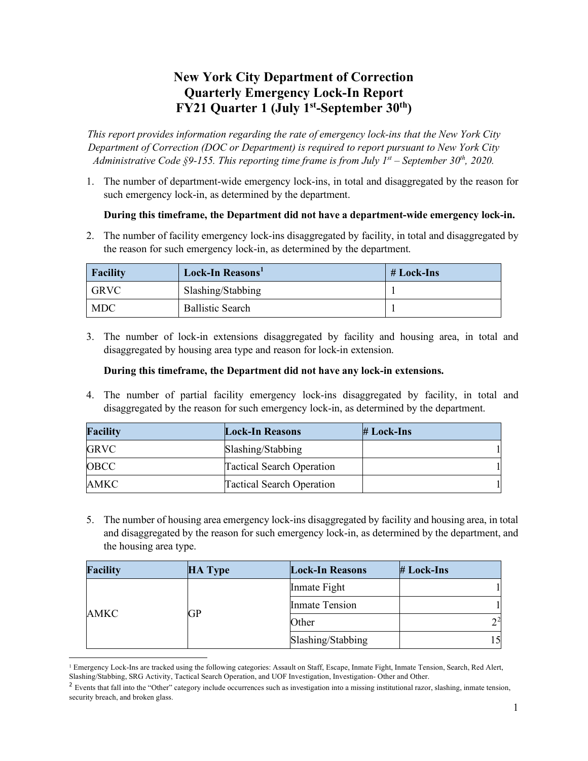# New York City Department of Correction
# Quarterly Emergency Lock-In Report
# FY21 Quarter 1 (July 1st-September 30th)

*This report provides information regarding the rate of emergency lock-ins that the New York City Department of Correction (DOC or Department) is required to report pursuant to New York City Administrative Code §9-155. This reporting time frame is from July 1st – September 30th, 2020.*

1. The number of department-wide emergency lock-ins, in total and disaggregated by the reason for such emergency lock-in, as determined by the department.

   **During this timeframe, the Department did not have a department-wide emergency lock-in.**

2. The number of facility emergency lock-ins disaggregated by facility, in total and disaggregated by the reason for such emergency lock-in, as determined by the department.

| Facility | Lock-In Reasons[1] | # Lock-Ins |
|---|---|---|
| GRVC | Slashing/Stabbing | 1 |
| MDC | Ballistic Search | 1 |

3. The number of lock-in extensions disaggregated by facility and housing area, in total and disaggregated by housing area type and reason for lock-in extension.

   **During this timeframe, the Department did not have any lock-in extensions.**

4. The number of partial facility emergency lock-ins disaggregated by facility, in total and disaggregated by the reason for such emergency lock-in, as determined by the department.

| Facility | Lock-In Reasons | # Lock-Ins |
|---|---|---|
| GRVC | Slashing/Stabbing | 1 |
| OBCC | Tactical Search Operation | 1 |
| AMKC | Tactical Search Operation | 1 |

5. The number of housing area emergency lock-ins disaggregated by facility and housing area, in total and disaggregated by the reason for such emergency lock-in, as determined by the department, and the housing area type.

| Facility | HA Type | Lock-In Reasons | # Lock-Ins |
|---|---|---|---|
| AMKC | GP | Inmate Fight | 1 |
| | | Inmate Tension | 1 |
| | | Other | 2[2] |
| | | Slashing/Stabbing | 15 |

[1] Emergency Lock-Ins are tracked using the following categories: Assault on Staff, Escape, Inmate Fight, Inmate Tension, Search, Red Alert, Slashing/Stabbing, SRG Activity, Tactical Search Operation, and UOF Investigation, Investigation- Other and Other.

[2] Events that fall into the "Other" category include occurrences such as investigation into a missing institutional razor, slashing, inmate tension, security breach, and broken glass.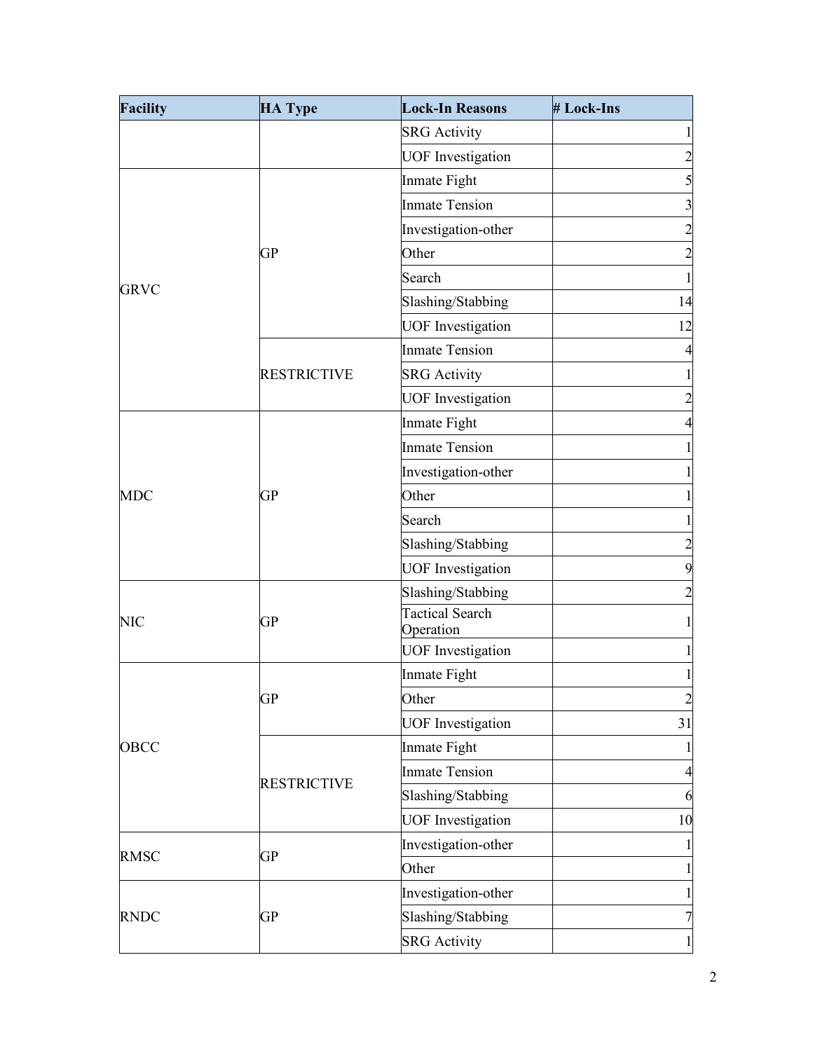| Facility | HA Type | Lock-In Reasons | # Lock-Ins |
|---|---|---|---|
| | | SRG Activity | 1 |
| | | UOF Investigation | 2 |
| GRVC | GP | Inmate Fight | 5 |
| | | Inmate Tension | 3 |
| | | Investigation-other | 2 |
| | | Other | 2 |
| | | Search | 1 |
| | | Slashing/Stabbing | 14 |
| | | UOF Investigation | 12 |
| | RESTRICTIVE | Inmate Tension | 4 |
| | | SRG Activity | 1 |
| | | UOF Investigation | 2 |
| MDC | GP | Inmate Fight | 4 |
| | | Inmate Tension | 1 |
| | | Investigation-other | 1 |
| | | Other | 1 |
| | | Search | 1 |
| | | Slashing/Stabbing | 2 |
| | | UOF Investigation | 9 |
| NIC | GP | Slashing/Stabbing | 2 |
| | | Tactical Search Operation | 1 |
| | | UOF Investigation | 1 |
| OBCC | GP | Inmate Fight | 1 |
| | | Other | 2 |
| | | UOF Investigation | 31 |
| | RESTRICTIVE | Inmate Fight | 1 |
| | | Inmate Tension | 4 |
| | | Slashing/Stabbing | 6 |
| | | UOF Investigation | 10 |
| RMSC | GP | Investigation-other | 1 |
| | | Other | 1 |
| RNDC | GP | Investigation-other | 1 |
| | | Slashing/Stabbing | 7 |
| | | SRG Activity | 1 |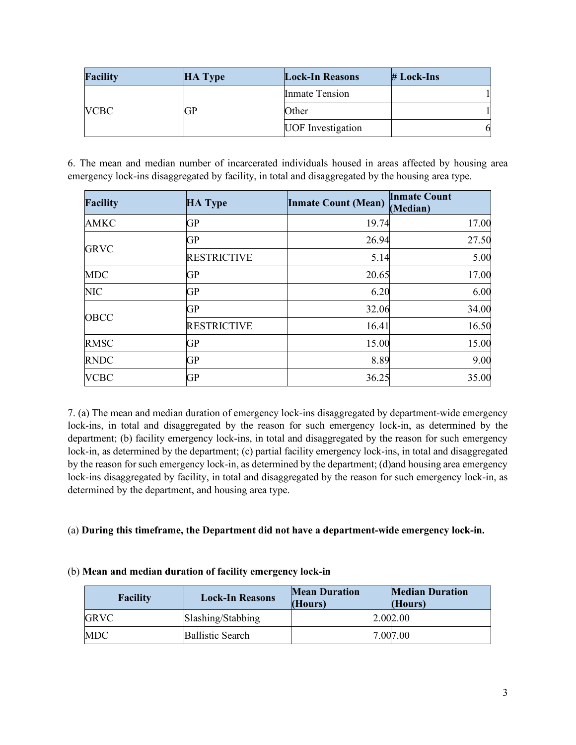| Facility | HA Type | Lock-In Reasons | # Lock-Ins |
|---|---|---|---|
| VCBC | GP | Inmate Tension | 1 |
| | | Other | 1 |
| | | UOF Investigation | 6 |

6. The mean and median number of incarcerated individuals housed in areas affected by housing area emergency lock-ins disaggregated by facility, in total and disaggregated by the housing area type.

| Facility | HA Type | Inmate Count (Mean) | Inmate Count (Median) |
|---|---|---|---|
| AMKC | GP | 19.74 | 17.00 |
| GRVC | GP | 26.94 | 27.50 |
| | RESTRICTIVE | 5.14 | 5.00 |
| MDC | GP | 20.65 | 17.00 |
| NIC | GP | 6.20 | 6.00 |
| OBCC | GP | 32.06 | 34.00 |
| | RESTRICTIVE | 16.41 | 16.50 |
| RMSC | GP | 15.00 | 15.00 |
| RNDC | GP | 8.89 | 9.00 |
| VCBC | GP | 36.25 | 35.00 |

7. (a) The mean and median duration of emergency lock-ins disaggregated by department-wide emergency lock-ins, in total and disaggregated by the reason for such emergency lock-in, as determined by the department; (b) facility emergency lock-ins, in total and disaggregated by the reason for such emergency lock-in, as determined by the department; (c) partial facility emergency lock-ins, in total and disaggregated by the reason for such emergency lock-in, as determined by the department; (d)and housing area emergency lock-ins disaggregated by facility, in total and disaggregated by the reason for such emergency lock-in, as determined by the department, and housing area type.

(a) **During this timeframe, the Department did not have a department-wide emergency lock-in.**

(b) **Mean and median duration of facility emergency lock-in**

| Facility | Lock-In Reasons | Mean Duration (Hours) | Median Duration (Hours) |
|---|---|---|---|
| GRVC | Slashing/Stabbing | 2.00 | 2.00 |
| MDC | Ballistic Search | 7.00 | 7.00 |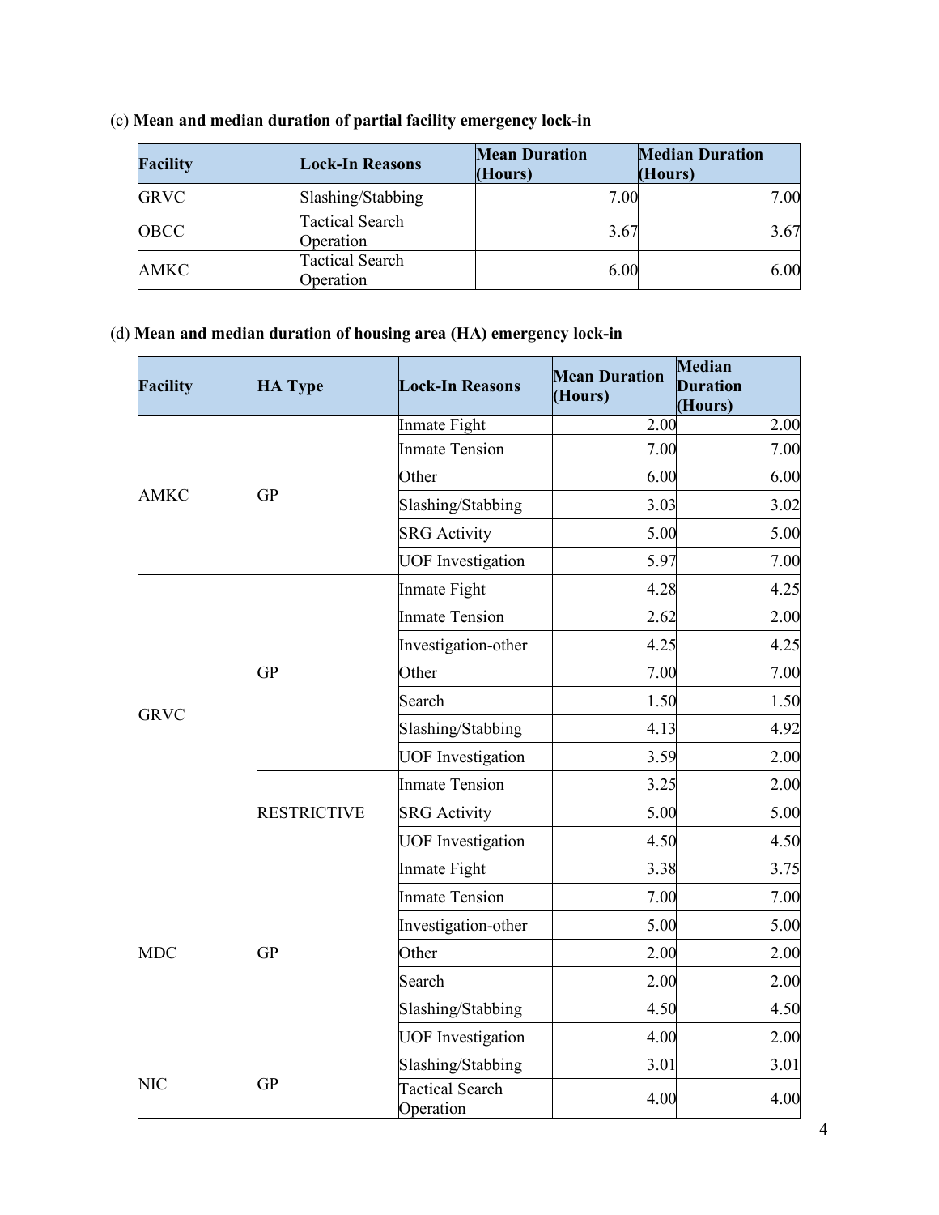(c) **Mean and median duration of partial facility emergency lock-in**

| Facility | Lock-In Reasons | Mean Duration (Hours) | Median Duration (Hours) |
|---|---|---|---|
| GRVC | Slashing/Stabbing | 7.00 | 7.00 |
| OBCC | Tactical Search Operation | 3.67 | 3.67 |
| AMKC | Tactical Search Operation | 6.00 | 6.00 |

(d) **Mean and median duration of housing area (HA) emergency lock-in**

| Facility | HA Type | Lock-In Reasons | Mean Duration (Hours) | Median Duration (Hours) |
|---|---|---|---|---|
| AMKC | GP | Inmate Fight | 2.00 | 2.00 |
| | | Inmate Tension | 7.00 | 7.00 |
| | | Other | 6.00 | 6.00 |
| | | Slashing/Stabbing | 3.03 | 3.02 |
| | | SRG Activity | 5.00 | 5.00 |
| | | UOF Investigation | 5.97 | 7.00 |
| GRVC | GP | Inmate Fight | 4.28 | 4.25 |
| | | Inmate Tension | 2.62 | 2.00 |
| | | Investigation-other | 4.25 | 4.25 |
| | | Other | 7.00 | 7.00 |
| | | Search | 1.50 | 1.50 |
| | | Slashing/Stabbing | 4.13 | 4.92 |
| | | UOF Investigation | 3.59 | 2.00 |
| | RESTRICTIVE | Inmate Tension | 3.25 | 2.00 |
| | | SRG Activity | 5.00 | 5.00 |
| | | UOF Investigation | 4.50 | 4.50 |
| MDC | GP | Inmate Fight | 3.38 | 3.75 |
| | | Inmate Tension | 7.00 | 7.00 |
| | | Investigation-other | 5.00 | 5.00 |
| | | Other | 2.00 | 2.00 |
| | | Search | 2.00 | 2.00 |
| | | Slashing/Stabbing | 4.50 | 4.50 |
| | | UOF Investigation | 4.00 | 2.00 |
| NIC | GP | Slashing/Stabbing | 3.01 | 3.01 |
| | | Tactical Search Operation | 4.00 | 4.00 |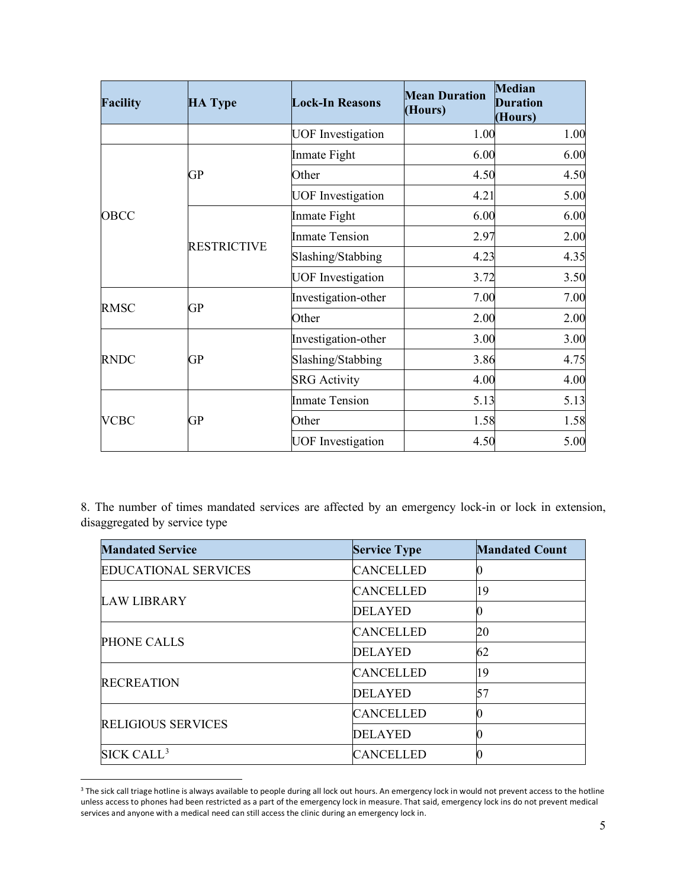| Facility | HA Type | Lock-In Reasons | Mean Duration (Hours) | Median Duration (Hours) |
|---|---|---|---|---|
| | | UOF Investigation | 1.00 | 1.00 |
| OBCC | GP | Inmate Fight | 6.00 | 6.00 |
| | | Other | 4.50 | 4.50 |
| | | UOF Investigation | 4.21 | 5.00 |
| | RESTRICTIVE | Inmate Fight | 6.00 | 6.00 |
| | | Inmate Tension | 2.97 | 2.00 |
| | | Slashing/Stabbing | 4.23 | 4.35 |
| | | UOF Investigation | 3.72 | 3.50 |
| RMSC | GP | Investigation-other | 7.00 | 7.00 |
| | | Other | 2.00 | 2.00 |
| RNDC | GP | Investigation-other | 3.00 | 3.00 |
| | | Slashing/Stabbing | 3.86 | 4.75 |
| | | SRG Activity | 4.00 | 4.00 |
| VCBC | GP | Inmate Tension | 5.13 | 5.13 |
| | | Other | 1.58 | 1.58 |
| | | UOF Investigation | 4.50 | 5.00 |

8. The number of times mandated services are affected by an emergency lock-in or lock in extension, disaggregated by service type

| Mandated Service | Service Type | Mandated Count |
|---|---|---|
| EDUCATIONAL SERVICES | CANCELLED | 0 |
| LAW LIBRARY | CANCELLED | 19 |
| | DELAYED | 0 |
| PHONE CALLS | CANCELLED | 20 |
| | DELAYED | 62 |
| RECREATION | CANCELLED | 19 |
| | DELAYED | 57 |
| RELIGIOUS SERVICES | CANCELLED | 0 |
| | DELAYED | 0 |
| SICK CALL[3] | CANCELLED | 0 |

[3] The sick call triage hotline is always available to people during all lock out hours. An emergency lock in would not prevent access to the hotline unless access to phones had been restricted as a part of the emergency lock in measure. That said, emergency lock ins do not prevent medical services and anyone with a medical need can still access the clinic during an emergency lock in.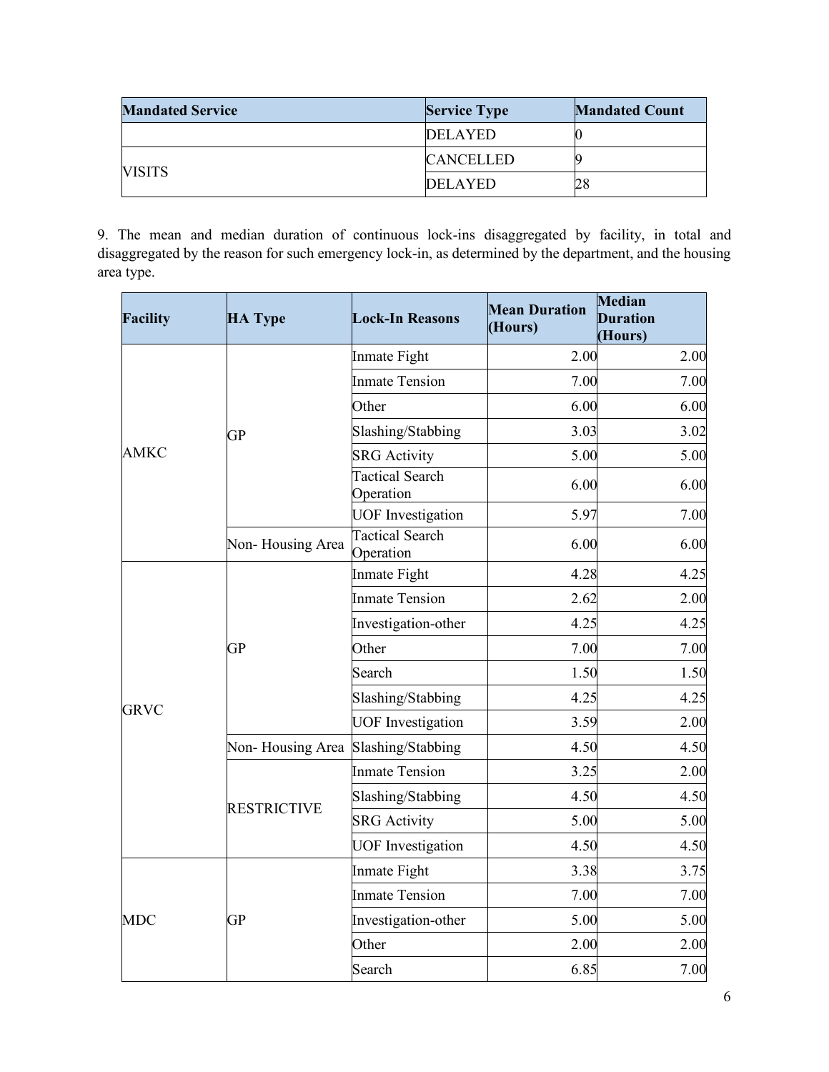| Mandated Service | Service Type | Mandated Count |
|---|---|---|
| | DELAYED | 0 |
| VISITS | CANCELLED | 9 |
| | DELAYED | 28 |

9. The mean and median duration of continuous lock-ins disaggregated by facility, in total and disaggregated by the reason for such emergency lock-in, as determined by the department, and the housing area type.

| Facility | HA Type | Lock-In Reasons | Mean Duration (Hours) | Median Duration (Hours) |
|---|---|---|---|---|
| AMKC | GP | Inmate Fight | 2.00 | 2.00 |
| | | Inmate Tension | 7.00 | 7.00 |
| | | Other | 6.00 | 6.00 |
| | | Slashing/Stabbing | 3.03 | 3.02 |
| | | SRG Activity | 5.00 | 5.00 |
| | | Tactical Search Operation | 6.00 | 6.00 |
| | | UOF Investigation | 5.97 | 7.00 |
| | Non- Housing Area | Tactical Search Operation | 6.00 | 6.00 |
| GRVC | GP | Inmate Fight | 4.28 | 4.25 |
| | | Inmate Tension | 2.62 | 2.00 |
| | | Investigation-other | 4.25 | 4.25 |
| | | Other | 7.00 | 7.00 |
| | | Search | 1.50 | 1.50 |
| | | Slashing/Stabbing | 4.25 | 4.25 |
| | | UOF Investigation | 3.59 | 2.00 |
| | Non- Housing Area | Slashing/Stabbing | 4.50 | 4.50 |
| | RESTRICTIVE | Inmate Tension | 3.25 | 2.00 |
| | | Slashing/Stabbing | 4.50 | 4.50 |
| | | SRG Activity | 5.00 | 5.00 |
| | | UOF Investigation | 4.50 | 4.50 |
| MDC | GP | Inmate Fight | 3.38 | 3.75 |
| | | Inmate Tension | 7.00 | 7.00 |
| | | Investigation-other | 5.00 | 5.00 |
| | | Other | 2.00 | 2.00 |
| | | Search | 6.85 | 7.00 |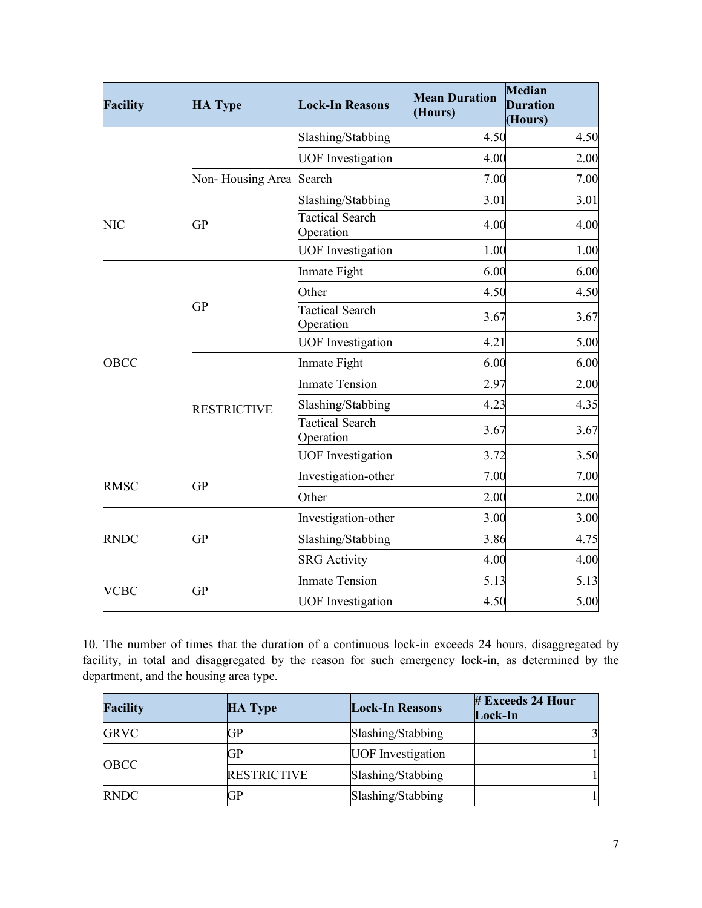| Facility | HA Type | Lock-In Reasons | Mean Duration (Hours) | Median Duration (Hours) |
|---|---|---|---|---|
| | | Slashing/Stabbing | 4.50 | 4.50 |
| | | UOF Investigation | 4.00 | 2.00 |
| | Non- Housing Area | Search | 7.00 | 7.00 |
| NIC | GP | Slashing/Stabbing | 3.01 | 3.01 |
| | | Tactical Search Operation | 4.00 | 4.00 |
| | | UOF Investigation | 1.00 | 1.00 |
| OBCC | GP | Inmate Fight | 6.00 | 6.00 |
| | | Other | 4.50 | 4.50 |
| | | Tactical Search Operation | 3.67 | 3.67 |
| | | UOF Investigation | 4.21 | 5.00 |
| | RESTRICTIVE | Inmate Fight | 6.00 | 6.00 |
| | | Inmate Tension | 2.97 | 2.00 |
| | | Slashing/Stabbing | 4.23 | 4.35 |
| | | Tactical Search Operation | 3.67 | 3.67 |
| | | UOF Investigation | 3.72 | 3.50 |
| RMSC | GP | Investigation-other | 7.00 | 7.00 |
| | | Other | 2.00 | 2.00 |
| RNDC | GP | Investigation-other | 3.00 | 3.00 |
| | | Slashing/Stabbing | 3.86 | 4.75 |
| | | SRG Activity | 4.00 | 4.00 |
| VCBC | GP | Inmate Tension | 5.13 | 5.13 |
| | | UOF Investigation | 4.50 | 5.00 |

10. The number of times that the duration of a continuous lock-in exceeds 24 hours, disaggregated by facility, in total and disaggregated by the reason for such emergency lock-in, as determined by the department, and the housing area type.

| Facility | HA Type | Lock-In Reasons | # Exceeds 24 Hour Lock-In |
|---|---|---|---|
| GRVC | GP | Slashing/Stabbing | 3 |
| OBCC | GP | UOF Investigation | 1 |
| | RESTRICTIVE | Slashing/Stabbing | 1 |
| RNDC | GP | Slashing/Stabbing | 1 |